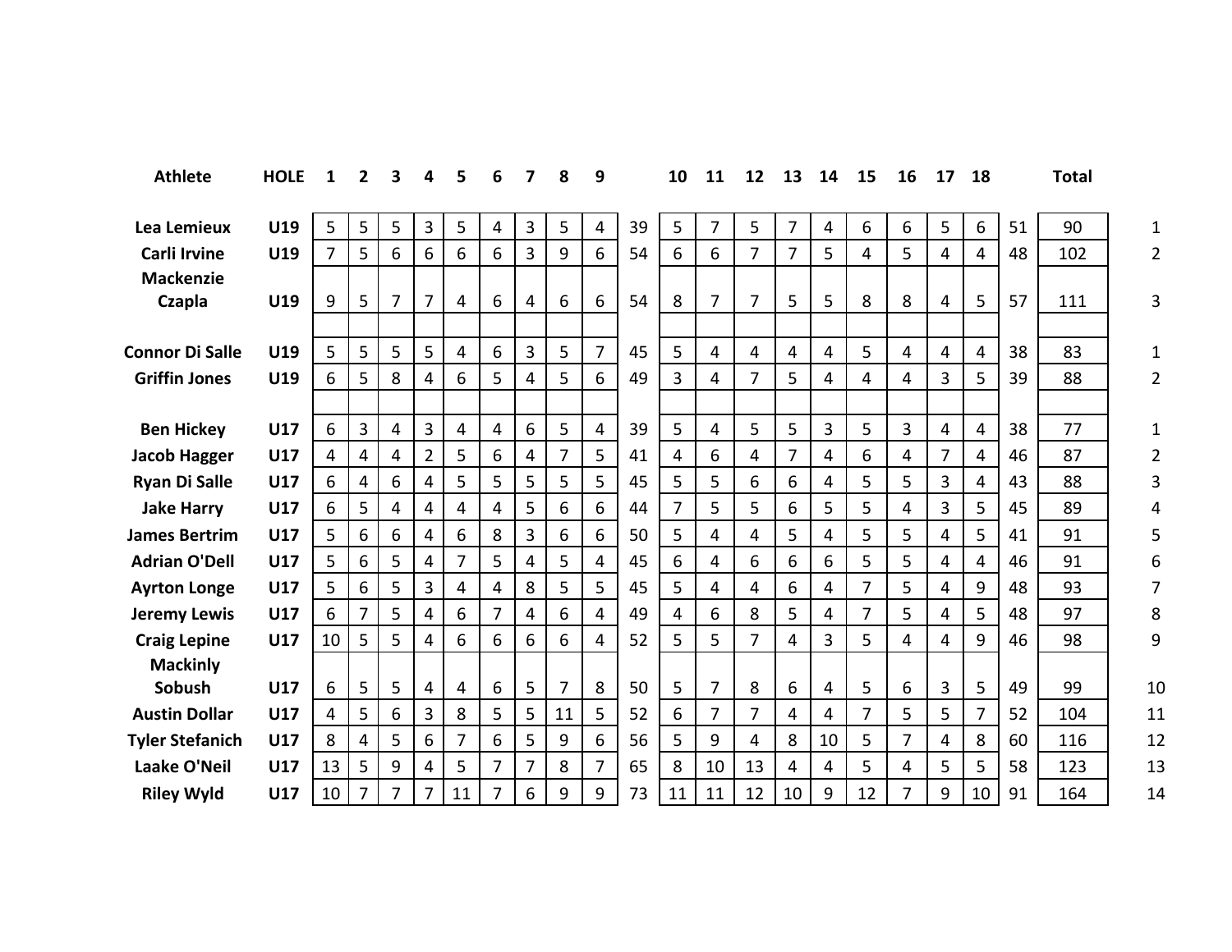| Athlete | HOLE | 1 | 2 | 3 | 4 | 5 | 6 | 7 | 8 | 9 | | 10 | 11 | 12 | 13 | 14 | 15 | 16 | 17 | 18 | | Total | |
|---|---|---|---|---|---|---|---|---|---|---|---|---|---|---|---|---|---|---|---|---|---|---|---|
| Lea Lemieux | U19 | 5 | 5 | 5 | 3 | 5 | 4 | 3 | 5 | 4 | 39 | 5 | 7 | 5 | 7 | 4 | 6 | 6 | 5 | 6 | 51 | 90 | 1 |
| Carli Irvine | U19 | 7 | 5 | 6 | 6 | 6 | 6 | 3 | 9 | 6 | 54 | 6 | 6 | 7 | 7 | 5 | 4 | 5 | 4 | 4 | 48 | 102 | 2 |
| Mackenzie Czapla | U19 | 9 | 5 | 7 | 7 | 4 | 6 | 4 | 6 | 6 | 54 | 8 | 7 | 7 | 5 | 5 | 8 | 8 | 4 | 5 | 57 | 111 | 3 |
| | | | | | | | | | | | | | | | | | | | | | | | |
| Connor Di Salle | U19 | 5 | 5 | 5 | 5 | 4 | 6 | 3 | 5 | 7 | 45 | 5 | 4 | 4 | 4 | 4 | 5 | 4 | 4 | 4 | 38 | 83 | 1 |
| Griffin Jones | U19 | 6 | 5 | 8 | 4 | 6 | 5 | 4 | 5 | 6 | 49 | 3 | 4 | 7 | 5 | 4 | 4 | 4 | 3 | 5 | 39 | 88 | 2 |
| | | | | | | | | | | | | | | | | | | | | | | | |
| Ben Hickey | U17 | 6 | 3 | 4 | 3 | 4 | 4 | 6 | 5 | 4 | 39 | 5 | 4 | 5 | 5 | 3 | 5 | 3 | 4 | 4 | 38 | 77 | 1 |
| Jacob Hagger | U17 | 4 | 4 | 4 | 2 | 5 | 6 | 4 | 7 | 5 | 41 | 4 | 6 | 4 | 7 | 4 | 6 | 4 | 7 | 4 | 46 | 87 | 2 |
| Ryan Di Salle | U17 | 6 | 4 | 6 | 4 | 5 | 5 | 5 | 5 | 5 | 45 | 5 | 5 | 6 | 6 | 4 | 5 | 5 | 3 | 4 | 43 | 88 | 3 |
| Jake Harry | U17 | 6 | 5 | 4 | 4 | 4 | 4 | 5 | 6 | 6 | 44 | 7 | 5 | 5 | 6 | 5 | 5 | 4 | 3 | 5 | 45 | 89 | 4 |
| James Bertrim | U17 | 5 | 6 | 6 | 4 | 6 | 8 | 3 | 6 | 6 | 50 | 5 | 4 | 4 | 5 | 4 | 5 | 5 | 4 | 5 | 41 | 91 | 5 |
| Adrian O'Dell | U17 | 5 | 6 | 5 | 4 | 7 | 5 | 4 | 5 | 4 | 45 | 6 | 4 | 6 | 6 | 6 | 5 | 5 | 4 | 4 | 46 | 91 | 6 |
| Ayrton Longe | U17 | 5 | 6 | 5 | 3 | 4 | 4 | 8 | 5 | 5 | 45 | 5 | 4 | 4 | 6 | 4 | 7 | 5 | 4 | 9 | 48 | 93 | 7 |
| Jeremy Lewis | U17 | 6 | 7 | 5 | 4 | 6 | 7 | 4 | 6 | 4 | 49 | 4 | 6 | 8 | 5 | 4 | 7 | 5 | 4 | 5 | 48 | 97 | 8 |
| Craig Lepine | U17 | 10 | 5 | 5 | 4 | 6 | 6 | 6 | 6 | 4 | 52 | 5 | 5 | 7 | 4 | 3 | 5 | 4 | 4 | 9 | 46 | 98 | 9 |
| Mackinly Sobush | U17 | 6 | 5 | 5 | 4 | 4 | 6 | 5 | 7 | 8 | 50 | 5 | 7 | 8 | 6 | 4 | 5 | 6 | 3 | 5 | 49 | 99 | 10 |
| Austin Dollar | U17 | 4 | 5 | 6 | 3 | 8 | 5 | 5 | 11 | 5 | 52 | 6 | 7 | 7 | 4 | 4 | 7 | 5 | 5 | 7 | 52 | 104 | 11 |
| Tyler Stefanich | U17 | 8 | 4 | 5 | 6 | 7 | 6 | 5 | 9 | 6 | 56 | 5 | 9 | 4 | 8 | 10 | 5 | 7 | 4 | 8 | 60 | 116 | 12 |
| Laake O'Neil | U17 | 13 | 5 | 9 | 4 | 5 | 7 | 7 | 8 | 7 | 65 | 8 | 10 | 13 | 4 | 4 | 5 | 4 | 5 | 5 | 58 | 123 | 13 |
| Riley Wyld | U17 | 10 | 7 | 7 | 7 | 11 | 7 | 6 | 9 | 9 | 73 | 11 | 11 | 12 | 10 | 9 | 12 | 7 | 9 | 10 | 91 | 164 | 14 |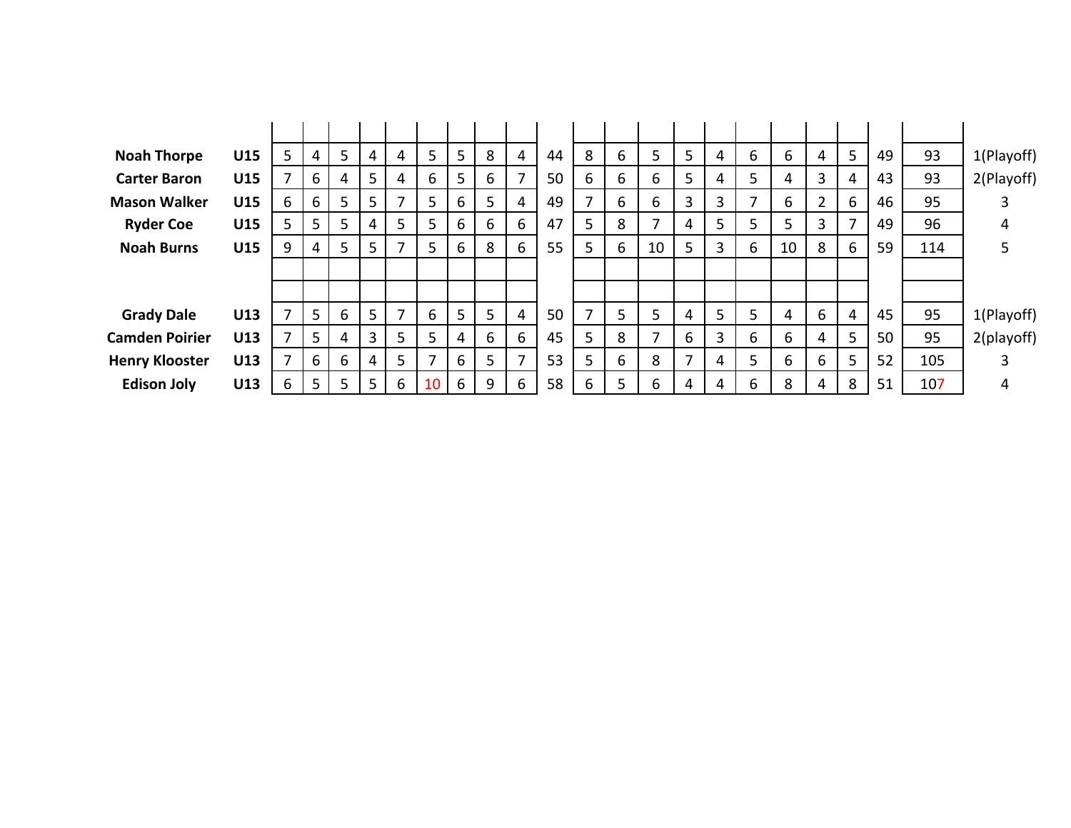| | | | | | | | | | | | | | | | | | | | | | | | |
|---|---|---|---|---|---|---|---|---|---|---|---|---|---|---|---|---|---|---|---|---|---|---|---|
| **Noah Thorpe** | **U15** | 5 | 4 | 5 | 4 | 4 | 5 | 5 | 8 | 4 | 44 | 8 | 6 | 5 | 5 | 4 | 6 | 6 | 4 | 5 | 49 | 93 | 1(Playoff) |
| **Carter Baron** | **U15** | 7 | 6 | 4 | 5 | 4 | 6 | 5 | 6 | 7 | 50 | 6 | 6 | 6 | 5 | 4 | 5 | 4 | 3 | 4 | 43 | 93 | 2(Playoff) |
| **Mason Walker** | **U15** | 6 | 6 | 5 | 5 | 7 | 5 | 6 | 5 | 4 | 49 | 7 | 6 | 6 | 3 | 3 | 7 | 6 | 2 | 6 | 46 | 95 | 3 |
| **Ryder Coe** | **U15** | 5 | 5 | 5 | 4 | 5 | 5 | 6 | 6 | 6 | 47 | 5 | 8 | 7 | 4 | 5 | 5 | 5 | 3 | 7 | 49 | 96 | 4 |
| **Noah Burns** | **U15** | 9 | 4 | 5 | 5 | 7 | 5 | 6 | 8 | 6 | 55 | 5 | 6 | 10 | 5 | 3 | 6 | 10 | 8 | 6 | 59 | 114 | 5 |
| | | | | | | | | | | | | | | | | | | | | | | | |
| | | | | | | | | | | | | | | | | | | | | | | | |
| **Grady Dale** | **U13** | 7 | 5 | 6 | 5 | 7 | 6 | 5 | 5 | 4 | 50 | 7 | 5 | 5 | 4 | 5 | 5 | 4 | 6 | 4 | 45 | 95 | 1(Playoff) |
| **Camden Poirier** | **U13** | 7 | 5 | 4 | 3 | 5 | 5 | 4 | 6 | 6 | 45 | 5 | 8 | 7 | 6 | 3 | 6 | 6 | 4 | 5 | 50 | 95 | 2(playoff) |
| **Henry Klooster** | **U13** | 7 | 6 | 6 | 4 | 5 | 7 | 6 | 5 | 7 | 53 | 5 | 6 | 8 | 7 | 4 | 5 | 6 | 6 | 5 | 52 | 105 | 3 |
| **Edison Joly** | **U13** | 6 | 5 | 5 | 5 | 6 | 10 | 6 | 9 | 6 | 58 | 6 | 5 | 6 | 4 | 4 | 6 | 8 | 4 | 8 | 51 | 107 | 4 |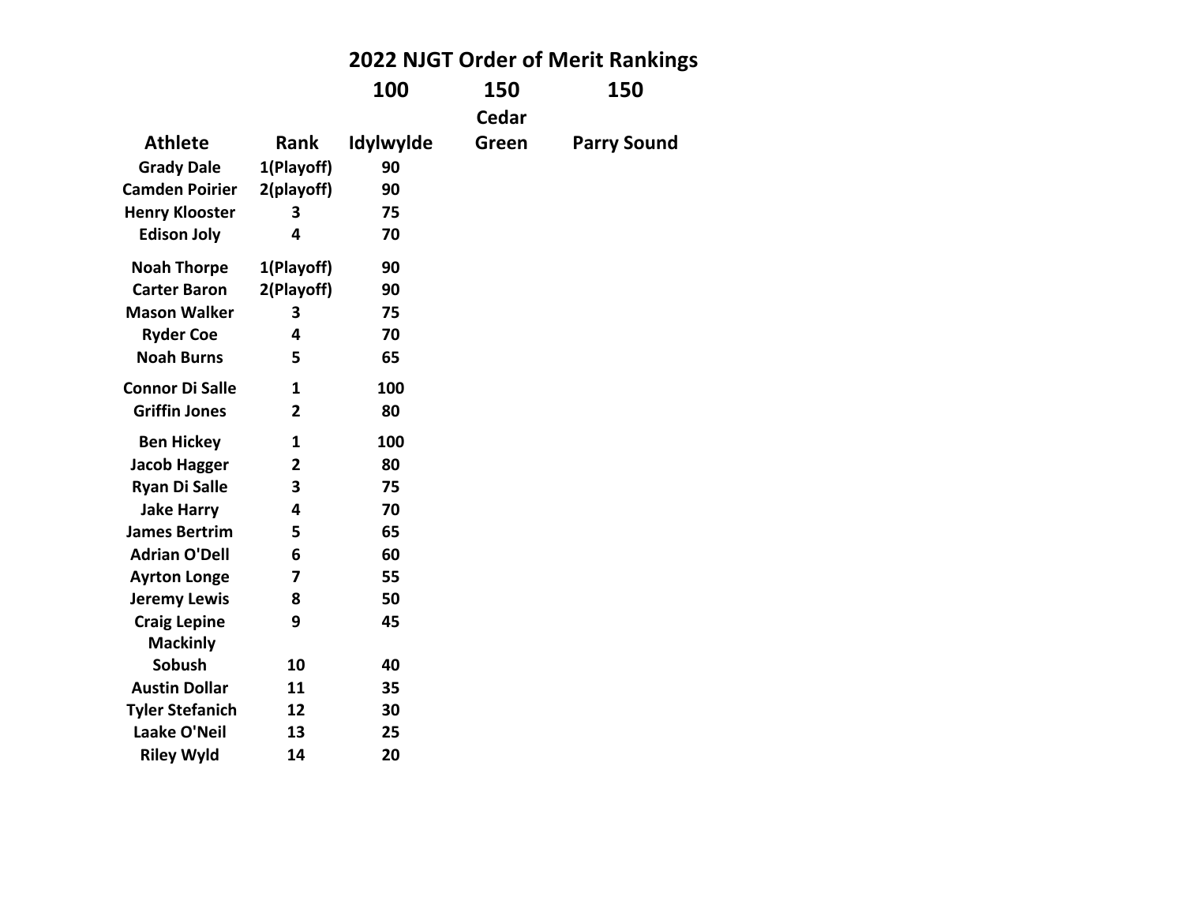# 2022 NJGT Order of Merit Rankings

| Athlete | Rank | Idylwylde | Cedar Green | Parry Sound |
|---|---|---|---|---|
| | | 100 | 150 | 150 |
| Grady Dale | 1(Playoff) | 90 | | |
| Camden Poirier | 2(playoff) | 90 | | |
| Henry Klooster | 3 | 75 | | |
| Edison Joly | 4 | 70 | | |
| Noah Thorpe | 1(Playoff) | 90 | | |
| Carter Baron | 2(Playoff) | 90 | | |
| Mason Walker | 3 | 75 | | |
| Ryder Coe | 4 | 70 | | |
| Noah Burns | 5 | 65 | | |
| Connor Di Salle | 1 | 100 | | |
| Griffin Jones | 2 | 80 | | |
| Ben Hickey | 1 | 100 | | |
| Jacob Hagger | 2 | 80 | | |
| Ryan Di Salle | 3 | 75 | | |
| Jake Harry | 4 | 70 | | |
| James Bertrim | 5 | 65 | | |
| Adrian O'Dell | 6 | 60 | | |
| Ayrton Longe | 7 | 55 | | |
| Jeremy Lewis | 8 | 50 | | |
| Craig Lepine | 9 | 45 | | |
| Mackinly Sobush | 10 | 40 | | |
| Austin Dollar | 11 | 35 | | |
| Tyler Stefanich | 12 | 30 | | |
| Laake O'Neil | 13 | 25 | | |
| Riley Wyld | 14 | 20 | | |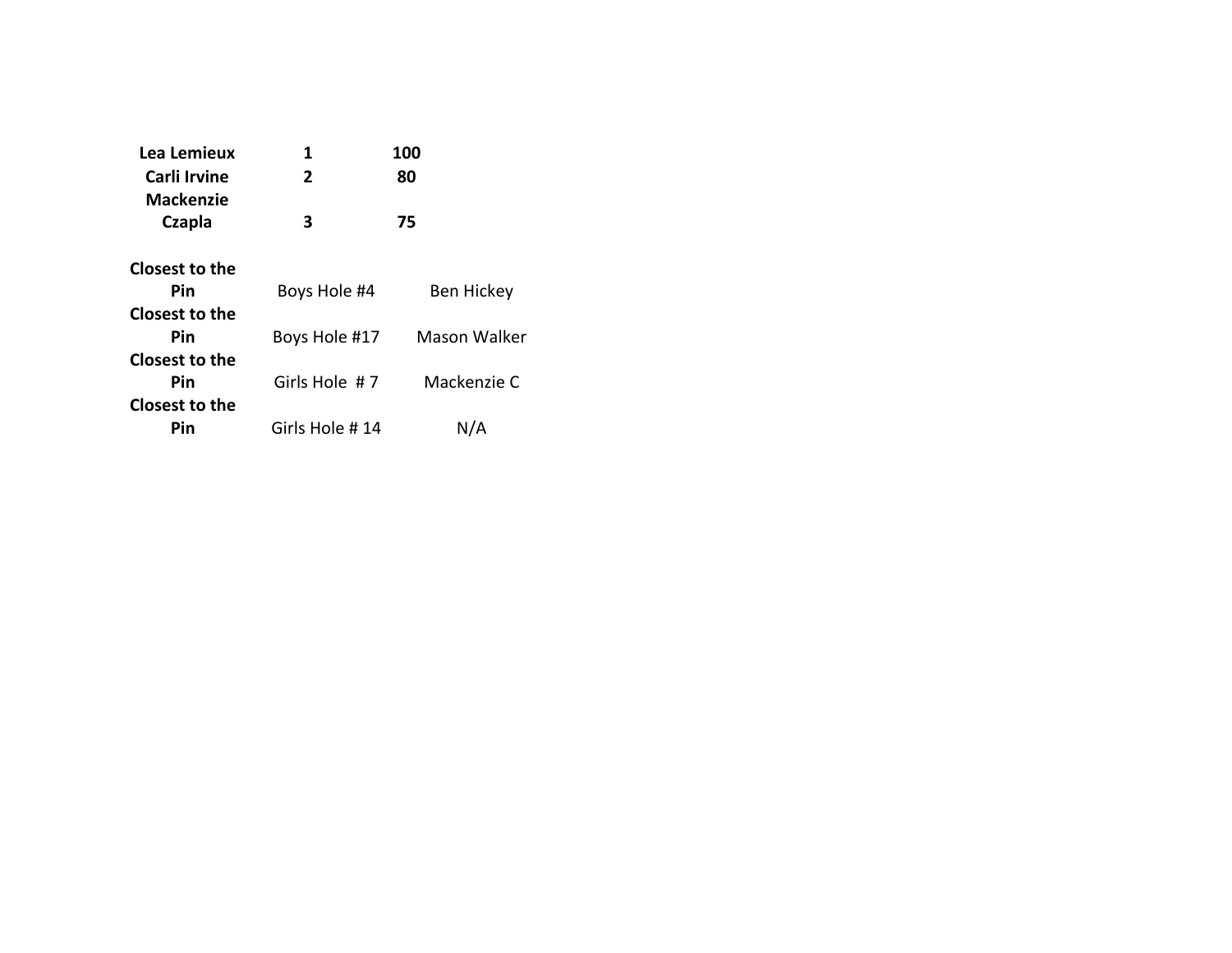| | | |
|---|---|---|
| **Lea Lemieux** | **1** | **100** |
| **Carli Irvine** | **2** | **80** |
| **Mackenzie Czapla** | **3** | **75** |

| | | |
|---|---|---|
| **Closest to the Pin** | Boys Hole #4 | Ben Hickey |
| **Closest to the Pin** | Boys Hole #17 | Mason Walker |
| **Closest to the Pin** | Girls Hole # 7 | Mackenzie C |
| **Closest to the Pin** | Girls Hole # 14 | N/A |